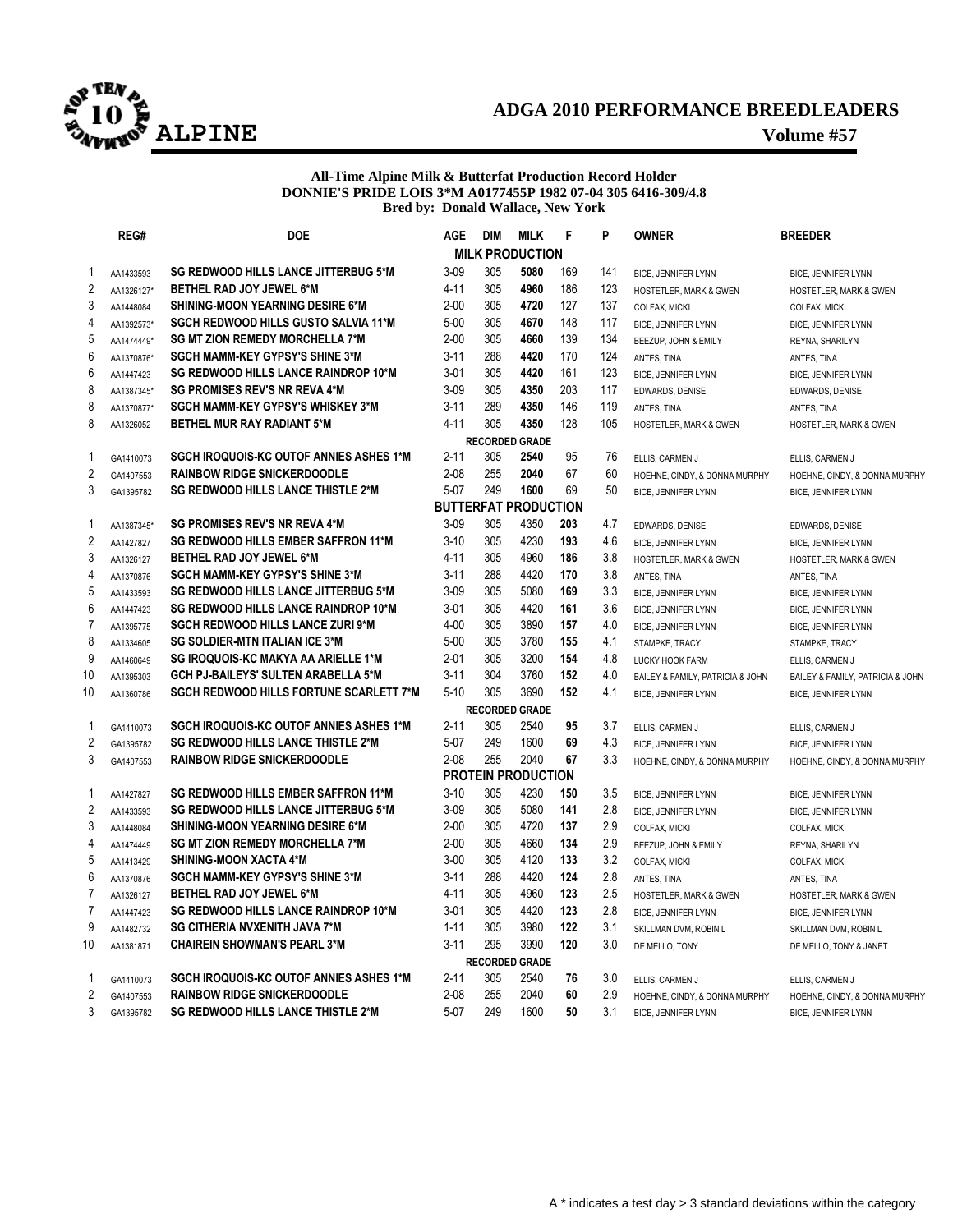# ADGA 2010 PERFORMANCE BREEDLEADERS

## ALPINE

Volume #57

**All-Time Alpine Milk & Butterfat Production Record Holder**
**DONNIE'S PRIDE LOIS 3*M A0177455P 1982 07-04 305 6416-309/4.8**
**Bred by: Donald Wallace, New York**

| | REG# | DOE | AGE | DIM | MILK | F | P | OWNER | BREEDER |
|---|---|---|---|---|---|---|---|---|---|
| | | | | | **MILK PRODUCTION** | | | | |
| 1 | AA1433593 | SG REDWOOD HILLS LANCE JITTERBUG 5*M | 3-09 | 305 | **5080** | 169 | 141 | BICE, JENNIFER LYNN | BICE, JENNIFER LYNN |
| 2 | AA1326127* | BETHEL RAD JOY JEWEL 6*M | 4-11 | 305 | **4960** | 186 | 123 | HOSTETLER, MARK & GWEN | HOSTETLER, MARK & GWEN |
| 3 | AA1448084 | SHINING-MOON YEARNING DESIRE 6*M | 2-00 | 305 | **4720** | 127 | 137 | COLFAX, MICKI | COLFAX, MICKI |
| 4 | AA1392573* | SGCH REDWOOD HILLS GUSTO SALVIA 11*M | 5-00 | 305 | **4670** | 148 | 117 | BICE, JENNIFER LYNN | BICE, JENNIFER LYNN |
| 5 | AA1474449* | SG MT ZION REMEDY MORCHELLA 7*M | 2-00 | 305 | **4660** | 139 | 134 | BEEZUP, JOHN & EMILY | REYNA, SHARILYN |
| 6 | AA1370876* | SGCH MAMM-KEY GYPSY'S SHINE 3*M | 3-11 | 288 | **4420** | 170 | 124 | ANTES, TINA | ANTES, TINA |
| 6 | AA1447423 | SG REDWOOD HILLS LANCE RAINDROP 10*M | 3-01 | 305 | **4420** | 161 | 123 | BICE, JENNIFER LYNN | BICE, JENNIFER LYNN |
| 8 | AA1387345* | SG PROMISES REV'S NR REVA 4*M | 3-09 | 305 | **4350** | 203 | 117 | EDWARDS, DENISE | EDWARDS, DENISE |
| 8 | AA1370877* | SGCH MAMM-KEY GYPSY'S WHISKEY 3*M | 3-11 | 289 | **4350** | 146 | 119 | ANTES, TINA | ANTES, TINA |
| 8 | AA1326052 | BETHEL MUR RAY RADIANT 5*M | 4-11 | 305 | **4350** | 128 | 105 | HOSTETLER, MARK & GWEN | HOSTETLER, MARK & GWEN |
| | | | | | **RECORDED GRADE** | | | | |
| 1 | GA1410073 | SGCH IROQUOIS-KC OUTOF ANNIES ASHES 1*M | 2-11 | 305 | **2540** | 95 | 76 | ELLIS, CARMEN J | ELLIS, CARMEN J |
| 2 | GA1407553 | RAINBOW RIDGE SNICKERDOODLE | 2-08 | 255 | **2040** | 67 | 60 | HOEHNE, CINDY, & DONNA MURPHY | HOEHNE, CINDY, & DONNA MURPHY |
| 3 | GA1395782 | SG REDWOOD HILLS LANCE THISTLE 2*M | 5-07 | 249 | **1600** | 69 | 50 | BICE, JENNIFER LYNN | BICE, JENNIFER LYNN |
| | | | | | **BUTTERFAT PRODUCTION** | | | | |
| 1 | AA1387345* | SG PROMISES REV'S NR REVA 4*M | 3-09 | 305 | 4350 | **203** | 4.7 | EDWARDS, DENISE | EDWARDS, DENISE |
| 2 | AA1427827 | SG REDWOOD HILLS EMBER SAFFRON 11*M | 3-10 | 305 | 4230 | **193** | 4.6 | BICE, JENNIFER LYNN | BICE, JENNIFER LYNN |
| 3 | AA1326127 | BETHEL RAD JOY JEWEL 6*M | 4-11 | 305 | 4960 | **186** | 3.8 | HOSTETLER, MARK & GWEN | HOSTETLER, MARK & GWEN |
| 4 | AA1370876 | SGCH MAMM-KEY GYPSY'S SHINE 3*M | 3-11 | 288 | 4420 | **170** | 3.8 | ANTES, TINA | ANTES, TINA |
| 5 | AA1433593 | SG REDWOOD HILLS LANCE JITTERBUG 5*M | 3-09 | 305 | 5080 | **169** | 3.3 | BICE, JENNIFER LYNN | BICE, JENNIFER LYNN |
| 6 | AA1447423 | SG REDWOOD HILLS LANCE RAINDROP 10*M | 3-01 | 305 | 4420 | **161** | 3.6 | BICE, JENNIFER LYNN | BICE, JENNIFER LYNN |
| 7 | AA1395775 | SGCH REDWOOD HILLS LANCE ZURI 9*M | 4-00 | 305 | 3890 | **157** | 4.0 | BICE, JENNIFER LYNN | BICE, JENNIFER LYNN |
| 8 | AA1334605 | SG SOLDIER-MTN ITALIAN ICE 3*M | 5-00 | 305 | 3780 | **155** | 4.1 | STAMPKE, TRACY | STAMPKE, TRACY |
| 9 | AA1460649 | SG IROQUOIS-KC MAKYA AA ARIELLE 1*M | 2-01 | 305 | 3200 | **154** | 4.8 | LUCKY HOOK FARM | ELLIS, CARMEN J |
| 10 | AA1395303 | GCH PJ-BAILEYS' SULTEN ARABELLA 5*M | 3-11 | 304 | 3760 | **152** | 4.0 | BAILEY & FAMILY, PATRICIA & JOHN | BAILEY & FAMILY, PATRICIA & JOHN |
| 10 | AA1360786 | SGCH REDWOOD HILLS FORTUNE SCARLETT 7*M | 5-10 | 305 | 3690 | **152** | 4.1 | BICE, JENNIFER LYNN | BICE, JENNIFER LYNN |
| | | | | | **RECORDED GRADE** | | | | |
| 1 | GA1410073 | SGCH IROQUOIS-KC OUTOF ANNIES ASHES 1*M | 2-11 | 305 | 2540 | **95** | 3.7 | ELLIS, CARMEN J | ELLIS, CARMEN J |
| 2 | GA1395782 | SG REDWOOD HILLS LANCE THISTLE 2*M | 5-07 | 249 | 1600 | **69** | 4.3 | BICE, JENNIFER LYNN | BICE, JENNIFER LYNN |
| 3 | GA1407553 | RAINBOW RIDGE SNICKERDOODLE | 2-08 | 255 | 2040 | **67** | 3.3 | HOEHNE, CINDY, & DONNA MURPHY | HOEHNE, CINDY, & DONNA MURPHY |
| | | | | | **PROTEIN PRODUCTION** | | | | |
| 1 | AA1427827 | SG REDWOOD HILLS EMBER SAFFRON 11*M | 3-10 | 305 | 4230 | **150** | 3.5 | BICE, JENNIFER LYNN | BICE, JENNIFER LYNN |
| 2 | AA1433593 | SG REDWOOD HILLS LANCE JITTERBUG 5*M | 3-09 | 305 | 5080 | **141** | 2.8 | BICE, JENNIFER LYNN | BICE, JENNIFER LYNN |
| 3 | AA1448084 | SHINING-MOON YEARNING DESIRE 6*M | 2-00 | 305 | 4720 | **137** | 2.9 | COLFAX, MICKI | COLFAX, MICKI |
| 4 | AA1474449 | SG MT ZION REMEDY MORCHELLA 7*M | 2-00 | 305 | 4660 | **134** | 2.9 | BEEZUP, JOHN & EMILY | REYNA, SHARILYN |
| 5 | AA1413429 | SHINING-MOON XACTA 4*M | 3-00 | 305 | 4120 | **133** | 3.2 | COLFAX, MICKI | COLFAX, MICKI |
| 6 | AA1370876 | SGCH MAMM-KEY GYPSY'S SHINE 3*M | 3-11 | 288 | 4420 | **124** | 2.8 | ANTES, TINA | ANTES, TINA |
| 7 | AA1326127 | BETHEL RAD JOY JEWEL 6*M | 4-11 | 305 | 4960 | **123** | 2.5 | HOSTETLER, MARK & GWEN | HOSTETLER, MARK & GWEN |
| 7 | AA1447423 | SG REDWOOD HILLS LANCE RAINDROP 10*M | 3-01 | 305 | 4420 | **123** | 2.8 | BICE, JENNIFER LYNN | BICE, JENNIFER LYNN |
| 9 | AA1482732 | SG CITHERIA NVXENITH JAVA 7*M | 1-11 | 305 | 3980 | **122** | 3.1 | SKILLMAN DVM, ROBIN L | SKILLMAN DVM, ROBIN L |
| 10 | AA1381871 | CHAIREIN SHOWMAN'S PEARL 3*M | 3-11 | 295 | 3990 | **120** | 3.0 | DE MELLO, TONY | DE MELLO, TONY & JANET |
| | | | | | **RECORDED GRADE** | | | | |
| 1 | GA1410073 | SGCH IROQUOIS-KC OUTOF ANNIES ASHES 1*M | 2-11 | 305 | 2540 | **76** | 3.0 | ELLIS, CARMEN J | ELLIS, CARMEN J |
| 2 | GA1407553 | RAINBOW RIDGE SNICKERDOODLE | 2-08 | 255 | 2040 | **60** | 2.9 | HOEHNE, CINDY, & DONNA MURPHY | HOEHNE, CINDY, & DONNA MURPHY |
| 3 | GA1395782 | SG REDWOOD HILLS LANCE THISTLE 2*M | 5-07 | 249 | 1600 | **50** | 3.1 | BICE, JENNIFER LYNN | BICE, JENNIFER LYNN |

A * indicates a test day > 3 standard deviations within the category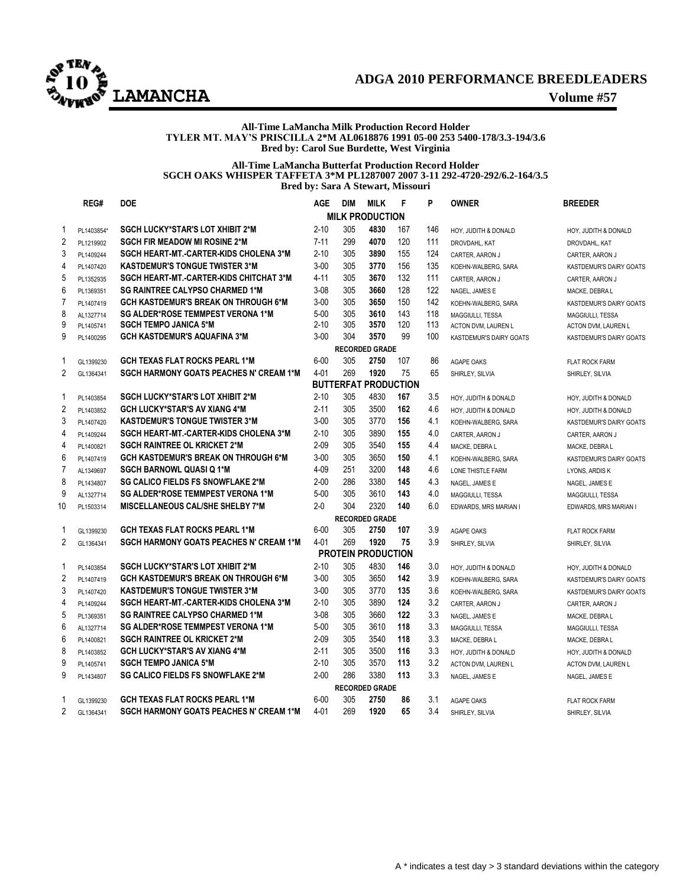# ADGA 2010 PERFORMANCE BREEDLEADERS

## LAMANCHA

**Volume #57**

**All-Time LaMancha Milk Production Record Holder**
**TYLER MT. MAY'S PRISCILLA 2*M AL0618876 1991 05-00 253 5400-178/3.3-194/3.6**
**Bred by: Carol Sue Burdette, West Virginia**

**All-Time LaMancha Butterfat Production Record Holder**
**SGCH OAKS WHISPER TAFFETA 3*M PL1287007 2007 3-11 292-4720-292/6.2-164/3.5**
**Bred by: Sara A Stewart, Missouri**

| | REG# | DOE | AGE | DIM | MILK | F | P | OWNER | BREEDER |
|---|---|---|---|---|---|---|---|---|---|
| | | | | | **MILK PRODUCTION** | | | | |
| 1 | PL1403854* | SGCH LUCKY*STAR'S LOT XHIBIT 2*M | 2-10 | 305 | **4830** | 167 | 146 | HOY, JUDITH & DONALD | HOY, JUDITH & DONALD |
| 2 | PL1219902 | SGCH FIR MEADOW MI ROSINE 2*M | 7-11 | 299 | **4070** | 120 | 111 | DROVDAHL, KAT | DROVDAHL, KAT |
| 3 | PL1409244 | SGCH HEART-MT.-CARTER-KIDS CHOLENA 3*M | 2-10 | 305 | **3890** | 155 | 124 | CARTER, AARON J | CARTER, AARON J |
| 4 | PL1407420 | KASTDEMUR'S TONGUE TWISTER 3*M | 3-00 | 305 | **3770** | 156 | 135 | KOEHN-WALBERG, SARA | KASTDEMUR'S DAIRY GOATS |
| 5 | PL1352935 | SGCH HEART-MT.-CARTER-KIDS CHITCHAT 3*M | 4-11 | 305 | **3670** | 132 | 111 | CARTER, AARON J | CARTER, AARON J |
| 6 | PL1369351 | SG RAINTREE CALYPSO CHARMED 1*M | 3-08 | 305 | **3660** | 128 | 122 | NAGEL, JAMES E | MACKE, DEBRA L |
| 7 | PL1407419 | GCH KASTDEMUR'S BREAK ON THROUGH 6*M | 3-00 | 305 | **3650** | 150 | 142 | KOEHN-WALBERG, SARA | KASTDEMUR'S DAIRY GOATS |
| 8 | AL1327714 | SG ALDER*ROSE TEMMPEST VERONA 1*M | 5-00 | 305 | **3610** | 143 | 118 | MAGGIULLI, TESSA | MAGGIULLI, TESSA |
| 9 | PL1405741 | SGCH TEMPO JANICA 5*M | 2-10 | 305 | **3570** | 120 | 113 | ACTON DVM, LAUREN L | ACTON DVM, LAUREN L |
| 9 | PL1400295 | GCH KASTDEMUR'S AQUAFINA 3*M | 3-00 | 304 | **3570** | 99 | 100 | KASTDEMUR'S DAIRY GOATS | KASTDEMUR'S DAIRY GOATS |
| | | | | | **RECORDED GRADE** | | | | |
| 1 | GL1399230 | GCH TEXAS FLAT ROCKS PEARL 1*M | 6-00 | 305 | **2750** | 107 | 86 | AGAPE OAKS | FLAT ROCK FARM |
| 2 | GL1364341 | SGCH HARMONY GOATS PEACHES N' CREAM 1*M | 4-01 | 269 | **1920** | 75 | 65 | SHIRLEY, SILVIA | SHIRLEY, SILVIA |
| | | | | | **BUTTERFAT PRODUCTION** | | | | |
| 1 | PL1403854 | SGCH LUCKY*STAR'S LOT XHIBIT 2*M | 2-10 | 305 | 4830 | **167** | 3.5 | HOY, JUDITH & DONALD | HOY, JUDITH & DONALD |
| 2 | PL1403852 | GCH LUCKY*STAR'S AV XIANG 4*M | 2-11 | 305 | 3500 | **162** | 4.6 | HOY, JUDITH & DONALD | HOY, JUDITH & DONALD |
| 3 | PL1407420 | KASTDEMUR'S TONGUE TWISTER 3*M | 3-00 | 305 | 3770 | **156** | 4.1 | KOEHN-WALBERG, SARA | KASTDEMUR'S DAIRY GOATS |
| 4 | PL1409244 | SGCH HEART-MT.-CARTER-KIDS CHOLENA 3*M | 2-10 | 305 | 3890 | **155** | 4.0 | CARTER, AARON J | CARTER, AARON J |
| 4 | PL1400821 | SGCH RAINTREE OL KRICKET 2*M | 2-09 | 305 | 3540 | **155** | 4.4 | MACKE, DEBRA L | MACKE, DEBRA L |
| 6 | PL1407419 | GCH KASTDEMUR'S BREAK ON THROUGH 6*M | 3-00 | 305 | 3650 | **150** | 4.1 | KOEHN-WALBERG, SARA | KASTDEMUR'S DAIRY GOATS |
| 7 | AL1349697 | SGCH BARNOWL QUASI Q 1*M | 4-09 | 251 | 3200 | **148** | 4.6 | LONE THISTLE FARM | LYONS, ARDIS K |
| 8 | PL1434807 | SG CALICO FIELDS FS SNOWFLAKE 2*M | 2-00 | 286 | 3380 | **145** | 4.3 | NAGEL, JAMES E | NAGEL, JAMES E |
| 9 | AL1327714 | SG ALDER*ROSE TEMMPEST VERONA 1*M | 5-00 | 305 | 3610 | **143** | 4.0 | MAGGIULLI, TESSA | MAGGIULLI, TESSA |
| 10 | PL1503314 | MISCELLANEOUS CAL/SHE SHELBY 7*M | 2-0 | 304 | 2320 | **140** | 6.0 | EDWARDS, MRS MARIAN I | EDWARDS, MRS MARIAN I |
| | | | | | **RECORDED GRADE** | | | | |
| 1 | GL1399230 | GCH TEXAS FLAT ROCKS PEARL 1*M | 6-00 | 305 | **2750** | **107** | 3.9 | AGAPE OAKS | FLAT ROCK FARM |
| 2 | GL1364341 | SGCH HARMONY GOATS PEACHES N' CREAM 1*M | 4-01 | 269 | **1920** | **75** | 3.9 | SHIRLEY, SILVIA | SHIRLEY, SILVIA |
| | | | | | **PROTEIN PRODUCTION** | | | | |
| 1 | PL1403854 | SGCH LUCKY*STAR'S LOT XHIBIT 2*M | 2-10 | 305 | 4830 | **146** | 3.0 | HOY, JUDITH & DONALD | HOY, JUDITH & DONALD |
| 2 | PL1407419 | GCH KASTDEMUR'S BREAK ON THROUGH 6*M | 3-00 | 305 | 3650 | **142** | 3.9 | KOEHN-WALBERG, SARA | KASTDEMUR'S DAIRY GOATS |
| 3 | PL1407420 | KASTDEMUR'S TONGUE TWISTER 3*M | 3-00 | 305 | 3770 | **135** | 3.6 | KOEHN-WALBERG, SARA | KASTDEMUR'S DAIRY GOATS |
| 4 | PL1409244 | SGCH HEART-MT.-CARTER-KIDS CHOLENA 3*M | 2-10 | 305 | 3890 | **124** | 3.2 | CARTER, AARON J | CARTER, AARON J |
| 5 | PL1369351 | SG RAINTREE CALYPSO CHARMED 1*M | 3-08 | 305 | 3660 | **122** | 3.3 | NAGEL, JAMES E | MACKE, DEBRA L |
| 6 | AL1327714 | SG ALDER*ROSE TEMMPEST VERONA 1*M | 5-00 | 305 | 3610 | **118** | 3.3 | MAGGIULLI, TESSA | MAGGIULLI, TESSA |
| 6 | PL1400821 | SGCH RAINTREE OL KRICKET 2*M | 2-09 | 305 | 3540 | **118** | 3.3 | MACKE, DEBRA L | MACKE, DEBRA L |
| 8 | PL1403852 | GCH LUCKY*STAR'S AV XIANG 4*M | 2-11 | 305 | 3500 | **116** | 3.3 | HOY, JUDITH & DONALD | HOY, JUDITH & DONALD |
| 9 | PL1405741 | SGCH TEMPO JANICA 5*M | 2-10 | 305 | 3570 | **113** | 3.2 | ACTON DVM, LAUREN L | ACTON DVM, LAUREN L |
| 9 | PL1434807 | SG CALICO FIELDS FS SNOWFLAKE 2*M | 2-00 | 286 | 3380 | **113** | 3.3 | NAGEL, JAMES E | NAGEL, JAMES E |
| | | | | | **RECORDED GRADE** | | | | |
| 1 | GL1399230 | GCH TEXAS FLAT ROCKS PEARL 1*M | 6-00 | 305 | **2750** | **86** | 3.1 | AGAPE OAKS | FLAT ROCK FARM |
| 2 | GL1364341 | SGCH HARMONY GOATS PEACHES N' CREAM 1*M | 4-01 | 269 | **1920** | **65** | 3.4 | SHIRLEY, SILVIA | SHIRLEY, SILVIA |

A * indicates a test day > 3 standard deviations within the category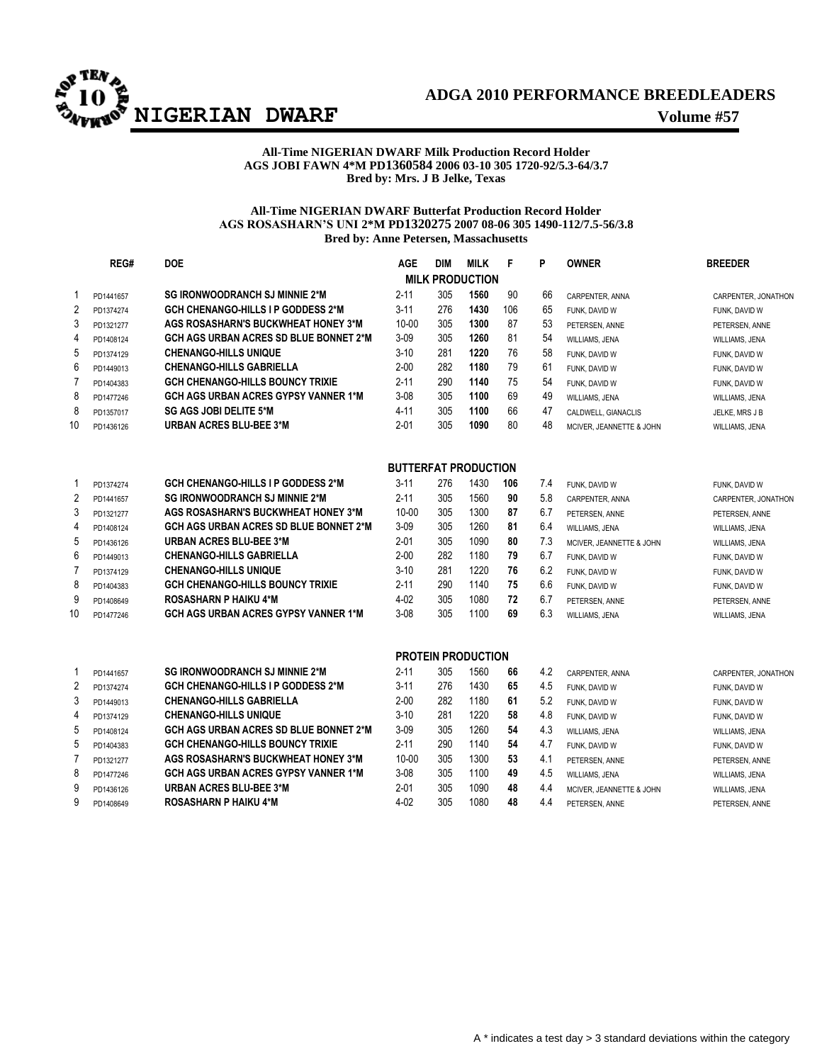# ADGA 2010 PERFORMANCE BREEDLEADERS

## NIGERIAN DWARF

**Volume #57**

**All-Time NIGERIAN DWARF Milk Production Record Holder**
**AGS JOBI FAWN 4*M PD1360584 2006 03-10 305 1720-92/5.3-64/3.7**
**Bred by: Mrs. J B Jelke, Texas**

**All-Time NIGERIAN DWARF Butterfat Production Record Holder**
**AGS ROSASHARN'S UNI 2*M PD1320275 2007 08-06 305 1490-112/7.5-56/3.8**
**Bred by: Anne Petersen, Massachusetts**

### MILK PRODUCTION

| | REG# | DOE | AGE | DIM | MILK | F | P | OWNER | BREEDER |
|---|---|---|---|---|---|---|---|---|---|
| 1 | PD1441657 | SG IRONWOODRANCH SJ MINNIE 2*M | 2-11 | 305 | **1560** | 90 | 66 | CARPENTER, ANNA | CARPENTER, JONATHON |
| 2 | PD1374274 | GCH CHENANGO-HILLS I P GODDESS 2*M | 3-11 | 276 | **1430** | 106 | 65 | FUNK, DAVID W | FUNK, DAVID W |
| 3 | PD1321277 | AGS ROSASHARN'S BUCKWHEAT HONEY 3*M | 10-00 | 305 | **1300** | 87 | 53 | PETERSEN, ANNE | PETERSEN, ANNE |
| 4 | PD1408124 | GCH AGS URBAN ACRES SD BLUE BONNET 2*M | 3-09 | 305 | **1260** | 81 | 54 | WILLIAMS, JENA | WILLIAMS, JENA |
| 5 | PD1374129 | CHENANGO-HILLS UNIQUE | 3-10 | 281 | **1220** | 76 | 58 | FUNK, DAVID W | FUNK, DAVID W |
| 6 | PD1449013 | CHENANGO-HILLS GABRIELLA | 2-00 | 282 | **1180** | 79 | 61 | FUNK, DAVID W | FUNK, DAVID W |
| 7 | PD1404383 | GCH CHENANGO-HILLS BOUNCY TRIXIE | 2-11 | 290 | **1140** | 75 | 54 | FUNK, DAVID W | FUNK, DAVID W |
| 8 | PD1477246 | GCH AGS URBAN ACRES GYPSY VANNER 1*M | 3-08 | 305 | **1100** | 69 | 49 | WILLIAMS, JENA | WILLIAMS, JENA |
| 8 | PD1357017 | SG AGS JOBI DELITE 5*M | 4-11 | 305 | **1100** | 66 | 47 | CALDWELL, GIANACLIS | JELKE, MRS J B |
| 10 | PD1436126 | URBAN ACRES BLU-BEE 3*M | 2-01 | 305 | **1090** | 80 | 48 | MCIVER, JEANNETTE & JOHN | WILLIAMS, JENA |

### BUTTERFAT PRODUCTION

| | REG# | DOE | AGE | DIM | MILK | F | % | OWNER | BREEDER |
|---|---|---|---|---|---|---|---|---|---|
| 1 | PD1374274 | GCH CHENANGO-HILLS I P GODDESS 2*M | 3-11 | 276 | 1430 | **106** | 7.4 | FUNK, DAVID W | FUNK, DAVID W |
| 2 | PD1441657 | SG IRONWOODRANCH SJ MINNIE 2*M | 2-11 | 305 | 1560 | **90** | 5.8 | CARPENTER, ANNA | CARPENTER, JONATHON |
| 3 | PD1321277 | AGS ROSASHARN'S BUCKWHEAT HONEY 3*M | 10-00 | 305 | 1300 | **87** | 6.7 | PETERSEN, ANNE | PETERSEN, ANNE |
| 4 | PD1408124 | GCH AGS URBAN ACRES SD BLUE BONNET 2*M | 3-09 | 305 | 1260 | **81** | 6.4 | WILLIAMS, JENA | WILLIAMS, JENA |
| 5 | PD1436126 | URBAN ACRES BLU-BEE 3*M | 2-01 | 305 | 1090 | **80** | 7.3 | MCIVER, JEANNETTE & JOHN | WILLIAMS, JENA |
| 6 | PD1449013 | CHENANGO-HILLS GABRIELLA | 2-00 | 282 | 1180 | **79** | 6.7 | FUNK, DAVID W | FUNK, DAVID W |
| 7 | PD1374129 | CHENANGO-HILLS UNIQUE | 3-10 | 281 | 1220 | **76** | 6.2 | FUNK, DAVID W | FUNK, DAVID W |
| 8 | PD1404383 | GCH CHENANGO-HILLS BOUNCY TRIXIE | 2-11 | 290 | 1140 | **75** | 6.6 | FUNK, DAVID W | FUNK, DAVID W |
| 9 | PD1408649 | ROSASHARN P HAIKU 4*M | 4-02 | 305 | 1080 | **72** | 6.7 | PETERSEN, ANNE | PETERSEN, ANNE |
| 10 | PD1477246 | GCH AGS URBAN ACRES GYPSY VANNER 1*M | 3-08 | 305 | 1100 | **69** | 6.3 | WILLIAMS, JENA | WILLIAMS, JENA |

### PROTEIN PRODUCTION

| | REG# | DOE | AGE | DIM | MILK | P | % | OWNER | BREEDER |
|---|---|---|---|---|---|---|---|---|---|
| 1 | PD1441657 | SG IRONWOODRANCH SJ MINNIE 2*M | 2-11 | 305 | 1560 | **66** | 4.2 | CARPENTER, ANNA | CARPENTER, JONATHON |
| 2 | PD1374274 | GCH CHENANGO-HILLS I P GODDESS 2*M | 3-11 | 276 | 1430 | **65** | 4.5 | FUNK, DAVID W | FUNK, DAVID W |
| 3 | PD1449013 | CHENANGO-HILLS GABRIELLA | 2-00 | 282 | 1180 | **61** | 5.2 | FUNK, DAVID W | FUNK, DAVID W |
| 4 | PD1374129 | CHENANGO-HILLS UNIQUE | 3-10 | 281 | 1220 | **58** | 4.8 | FUNK, DAVID W | FUNK, DAVID W |
| 5 | PD1408124 | GCH AGS URBAN ACRES SD BLUE BONNET 2*M | 3-09 | 305 | 1260 | **54** | 4.3 | WILLIAMS, JENA | WILLIAMS, JENA |
| 5 | PD1404383 | GCH CHENANGO-HILLS BOUNCY TRIXIE | 2-11 | 290 | 1140 | **54** | 4.7 | FUNK, DAVID W | FUNK, DAVID W |
| 7 | PD1321277 | AGS ROSASHARN'S BUCKWHEAT HONEY 3*M | 10-00 | 305 | 1300 | **53** | 4.1 | PETERSEN, ANNE | PETERSEN, ANNE |
| 8 | PD1477246 | GCH AGS URBAN ACRES GYPSY VANNER 1*M | 3-08 | 305 | 1100 | **49** | 4.5 | WILLIAMS, JENA | WILLIAMS, JENA |
| 9 | PD1436126 | URBAN ACRES BLU-BEE 3*M | 2-01 | 305 | 1090 | **48** | 4.4 | MCIVER, JEANNETTE & JOHN | WILLIAMS, JENA |
| 9 | PD1408649 | ROSASHARN P HAIKU 4*M | 4-02 | 305 | 1080 | **48** | 4.4 | PETERSEN, ANNE | PETERSEN, ANNE |

A * indicates a test day > 3 standard deviations within the category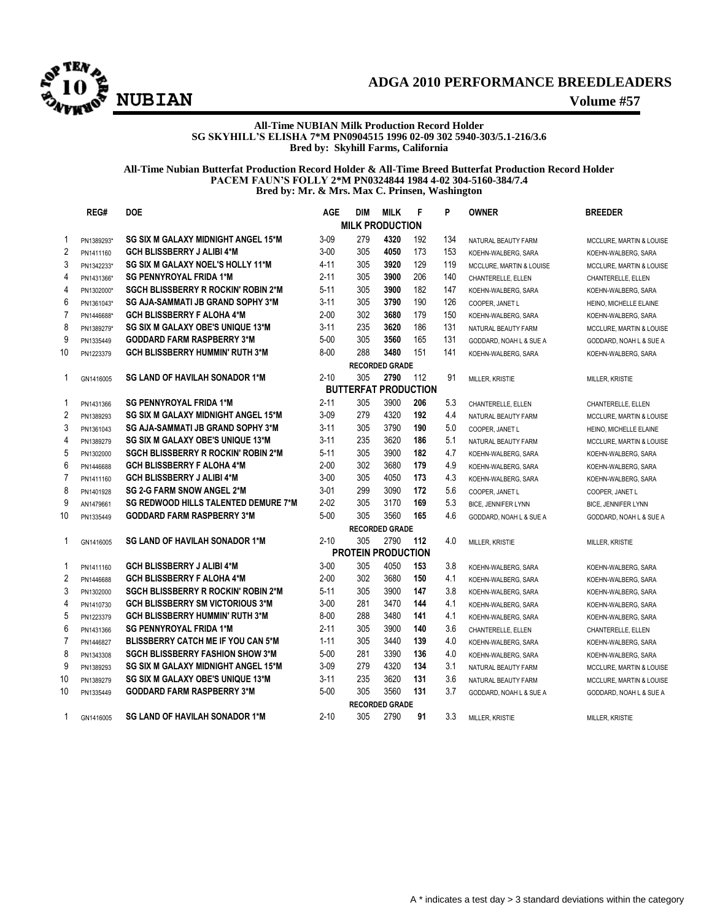# ADGA 2010 PERFORMANCE BREEDLEADERS

## NUBIAN

**Volume #57**

**All-Time NUBIAN Milk Production Record Holder**
**SG SKYHILL'S ELISHA 7*M PN0904515 1996 02-09 302 5940-303/5.1-216/3.6**
**Bred by: Skyhill Farms, California**

**All-Time Nubian Butterfat Production Record Holder & All-Time Breed Butterfat Production Record Holder**
**PACEM FAUN'S FOLLY 2*M PN0324844 1984 4-02 304-5160-384/7.4**
**Bred by: Mr. & Mrs. Max C. Prinsen, Washington**

| | REG# | DOE | AGE | DIM | MILK | F | P | OWNER | BREEDER |
|---|---|---|---|---|---|---|---|---|---|
| | | | | | **MILK PRODUCTION** | | | | |
| 1 | PN1389293* | SG SIX M GALAXY MIDNIGHT ANGEL 15*M | 3-09 | 279 | **4320** | 192 | 134 | NATURAL BEAUTY FARM | MCCLURE, MARTIN & LOUISE |
| 2 | PN1411160 | GCH BLISSBERRY J ALIBI 4*M | 3-00 | 305 | **4050** | 173 | 153 | KOEHN-WALBERG, SARA | KOEHN-WALBERG, SARA |
| 3 | PN1342233* | SG SIX M GALAXY NOEL'S HOLLY 11*M | 4-11 | 305 | **3920** | 129 | 119 | MCCLURE, MARTIN & LOUISE | MCCLURE, MARTIN & LOUISE |
| 4 | PN1431366* | SG PENNYROYAL FRIDA 1*M | 2-11 | 305 | **3900** | 206 | 140 | CHANTERELLE, ELLEN | CHANTERELLE, ELLEN |
| 4 | PN1302000* | SGCH BLISSBERRY R ROCKIN' ROBIN 2*M | 5-11 | 305 | **3900** | 182 | 147 | KOEHN-WALBERG, SARA | KOEHN-WALBERG, SARA |
| 6 | PN1361043* | SG AJA-SAMMATI JB GRAND SOPHY 3*M | 3-11 | 305 | **3790** | 190 | 126 | COOPER, JANET L | HEINO, MICHELLE ELAINE |
| 7 | PN1446688* | GCH BLISSBERRY F ALOHA 4*M | 2-00 | 302 | **3680** | 179 | 150 | KOEHN-WALBERG, SARA | KOEHN-WALBERG, SARA |
| 8 | PN1389279* | SG SIX M GALAXY OBE'S UNIQUE 13*M | 3-11 | 235 | **3620** | 186 | 131 | NATURAL BEAUTY FARM | MCCLURE, MARTIN & LOUISE |
| 9 | PN1335449 | GODDARD FARM RASPBERRY 3*M | 5-00 | 305 | **3560** | 165 | 131 | GODDARD, NOAH L & SUE A | GODDARD, NOAH L & SUE A |
| 10 | PN1223379 | GCH BLISSBERRY HUMMIN' RUTH 3*M | 8-00 | 288 | **3480** | 151 | 141 | KOEHN-WALBERG, SARA | KOEHN-WALBERG, SARA |
| | | | | | **RECORDED GRADE** | | | | |
| 1 | GN1416005 | SG LAND OF HAVILAH SONADOR 1*M | 2-10 | 305 | **2790** | 112 | 91 | MILLER, KRISTIE | MILLER, KRISTIE |
| | | | | | **BUTTERFAT PRODUCTION** | | | | |
| 1 | PN1431366 | SG PENNYROYAL FRIDA 1*M | 2-11 | 305 | 3900 | **206** | 5.3 | CHANTERELLE, ELLEN | CHANTERELLE, ELLEN |
| 2 | PN1389293 | SG SIX M GALAXY MIDNIGHT ANGEL 15*M | 3-09 | 279 | 4320 | **192** | 4.4 | NATURAL BEAUTY FARM | MCCLURE, MARTIN & LOUISE |
| 3 | PN1361043 | SG AJA-SAMMATI JB GRAND SOPHY 3*M | 3-11 | 305 | 3790 | **190** | 5.0 | COOPER, JANET L | HEINO, MICHELLE ELAINE |
| 4 | PN1389279 | SG SIX M GALAXY OBE'S UNIQUE 13*M | 3-11 | 235 | 3620 | **186** | 5.1 | NATURAL BEAUTY FARM | MCCLURE, MARTIN & LOUISE |
| 5 | PN1302000 | SGCH BLISSBERRY R ROCKIN' ROBIN 2*M | 5-11 | 305 | 3900 | **182** | 4.7 | KOEHN-WALBERG, SARA | KOEHN-WALBERG, SARA |
| 6 | PN1446688 | GCH BLISSBERRY F ALOHA 4*M | 2-00 | 302 | 3680 | **179** | 4.9 | KOEHN-WALBERG, SARA | KOEHN-WALBERG, SARA |
| 7 | PN1411160 | GCH BLISSBERRY J ALIBI 4*M | 3-00 | 305 | 4050 | **173** | 4.3 | KOEHN-WALBERG, SARA | KOEHN-WALBERG, SARA |
| 8 | PN1401928 | SG 2-G FARM SNOW ANGEL 2*M | 3-01 | 299 | 3090 | **172** | 5.6 | COOPER, JANET L | COOPER, JANET L |
| 9 | AN1479661 | SG REDWOOD HILLS TALENTED DEMURE 7*M | 2-02 | 305 | 3170 | **169** | 5.3 | BICE, JENNIFER LYNN | BICE, JENNIFER LYNN |
| 10 | PN1335449 | GODDARD FARM RASPBERRY 3*M | 5-00 | 305 | 3560 | **165** | 4.6 | GODDARD, NOAH L & SUE A | GODDARD, NOAH L & SUE A |
| | | | | | **RECORDED GRADE** | | | | |
| 1 | GN1416005 | SG LAND OF HAVILAH SONADOR 1*M | 2-10 | 305 | 2790 | **112** | 4.0 | MILLER, KRISTIE | MILLER, KRISTIE |
| | | | | | **PROTEIN PRODUCTION** | | | | |
| 1 | PN1411160 | GCH BLISSBERRY J ALIBI 4*M | 3-00 | 305 | 4050 | **153** | 3.8 | KOEHN-WALBERG, SARA | KOEHN-WALBERG, SARA |
| 2 | PN1446688 | GCH BLISSBERRY F ALOHA 4*M | 2-00 | 302 | 3680 | **150** | 4.1 | KOEHN-WALBERG, SARA | KOEHN-WALBERG, SARA |
| 3 | PN1302000 | SGCH BLISSBERRY R ROCKIN' ROBIN 2*M | 5-11 | 305 | 3900 | **147** | 3.8 | KOEHN-WALBERG, SARA | KOEHN-WALBERG, SARA |
| 4 | PN1410730 | GCH BLISSBERRY SM VICTORIOUS 3*M | 3-00 | 281 | 3470 | **144** | 4.1 | KOEHN-WALBERG, SARA | KOEHN-WALBERG, SARA |
| 5 | PN1223379 | GCH BLISSBERRY HUMMIN' RUTH 3*M | 8-00 | 288 | 3480 | **141** | 4.1 | KOEHN-WALBERG, SARA | KOEHN-WALBERG, SARA |
| 6 | PN1431366 | SG PENNYROYAL FRIDA 1*M | 2-11 | 305 | 3900 | **140** | 3.6 | CHANTERELLE, ELLEN | CHANTERELLE, ELLEN |
| 7 | PN1446827 | BLISSBERRY CATCH ME IF YOU CAN 5*M | 1-11 | 305 | 3440 | **139** | 4.0 | KOEHN-WALBERG, SARA | KOEHN-WALBERG, SARA |
| 8 | PN1343308 | SGCH BLISSBERRY FASHION SHOW 3*M | 5-00 | 281 | 3390 | **136** | 4.0 | KOEHN-WALBERG, SARA | KOEHN-WALBERG, SARA |
| 9 | PN1389293 | SG SIX M GALAXY MIDNIGHT ANGEL 15*M | 3-09 | 279 | 4320 | **134** | 3.1 | NATURAL BEAUTY FARM | MCCLURE, MARTIN & LOUISE |
| 10 | PN1389279 | SG SIX M GALAXY OBE'S UNIQUE 13*M | 3-11 | 235 | 3620 | **131** | 3.6 | NATURAL BEAUTY FARM | MCCLURE, MARTIN & LOUISE |
| 10 | PN1335449 | GODDARD FARM RASPBERRY 3*M | 5-00 | 305 | 3560 | **131** | 3.7 | GODDARD, NOAH L & SUE A | GODDARD, NOAH L & SUE A |
| | | | | | **RECORDED GRADE** | | | | |
| 1 | GN1416005 | SG LAND OF HAVILAH SONADOR 1*M | 2-10 | 305 | 2790 | **91** | 3.3 | MILLER, KRISTIE | MILLER, KRISTIE |

A * indicates a test day > 3 standard deviations within the category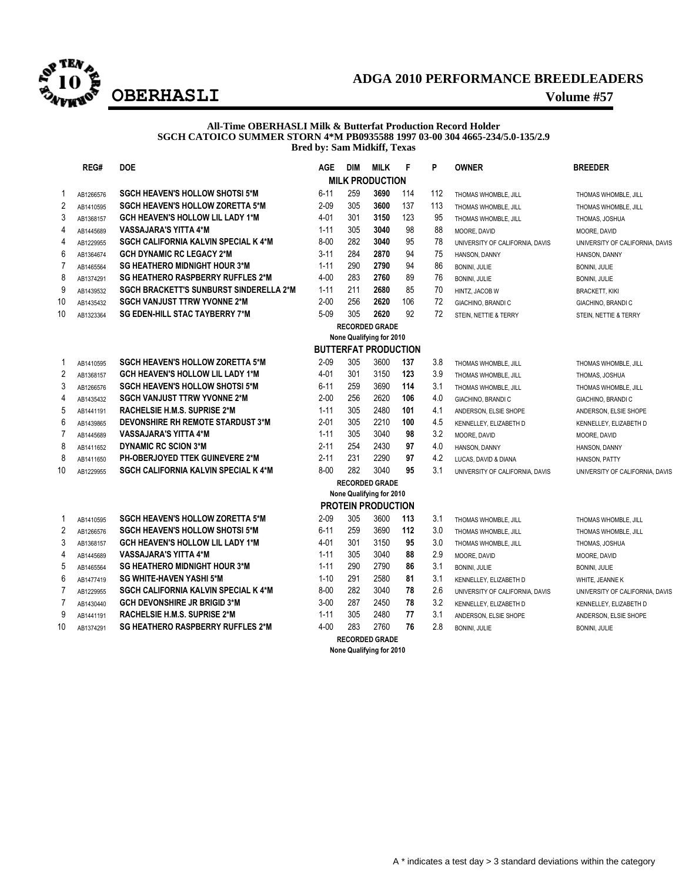# ADGA 2010 PERFORMANCE BREEDLEADERS

## OBERHASLI

**Volume #57**

**All-Time OBERHASLI Milk & Butterfat Production Record Holder**
**SGCH CATOICO SUMMER STORN 4*M PB0935588 1997 03-00 304 4665-234/5.0-135/2.9**
**Bred by: Sam Midkiff, Texas**

| | REG# | DOE | AGE | DIM | MILK | F | P | OWNER | BREEDER |
|---|---|---|---|---|---|---|---|---|---|
| | | | | | **MILK PRODUCTION** | | | | |
| 1 | AB1266576 | **SGCH HEAVEN'S HOLLOW SHOTSI 5*M** | 6-11 | 259 | **3690** | 114 | 112 | THOMAS WHOMBLE, JILL | THOMAS WHOMBLE, JILL |
| 2 | AB1410595 | **SGCH HEAVEN'S HOLLOW ZORETTA 5*M** | 2-09 | 305 | **3600** | 137 | 113 | THOMAS WHOMBLE, JILL | THOMAS WHOMBLE, JILL |
| 3 | AB1368157 | **GCH HEAVEN'S HOLLOW LIL LADY 1*M** | 4-01 | 301 | **3150** | 123 | 95 | THOMAS WHOMBLE, JILL | THOMAS, JOSHUA |
| 4 | AB1445689 | **VASSAJARA'S YITTA 4*M** | 1-11 | 305 | **3040** | 98 | 88 | MOORE, DAVID | MOORE, DAVID |
| 4 | AB1229955 | **SGCH CALIFORNIA KALVIN SPECIAL K 4*M** | 8-00 | 282 | **3040** | 95 | 78 | UNIVERSITY OF CALIFORNIA, DAVIS | UNIVERSITY OF CALIFORNIA, DAVIS |
| 6 | AB1364674 | **GCH DYNAMIC RC LEGACY 2*M** | 3-11 | 284 | **2870** | 94 | 75 | HANSON, DANNY | HANSON, DANNY |
| 7 | AB1465564 | **SG HEATHERO MIDNIGHT HOUR 3*M** | 1-11 | 290 | **2790** | 94 | 86 | BONINI, JULIE | BONINI, JULIE |
| 8 | AB1374291 | **SG HEATHERO RASPBERRY RUFFLES 2*M** | 4-00 | 283 | **2760** | 89 | 76 | BONINI, JULIE | BONINI, JULIE |
| 9 | AB1439532 | **SGCH BRACKETT'S SUNBURST SINDERELLA 2*M** | 1-11 | 211 | **2680** | 85 | 70 | HINTZ, JACOB W | BRACKETT, KIKI |
| 10 | AB1435432 | **SGCH VANJUST TTRW YVONNE 2*M** | 2-00 | 256 | **2620** | 106 | 72 | GIACHINO, BRANDI C | GIACHINO, BRANDI C |
| 10 | AB1323364 | **SG EDEN-HILL STAC TAYBERRY 7*M** | 5-09 | 305 | **2620** | 92 | 72 | STEIN, NETTIE & TERRY | STEIN, NETTIE & TERRY |
| | | | | | **RECORDED GRADE** | | | | |
| | | | | | None Qualifying for 2010 | | | | |
| | | | | | **BUTTERFAT PRODUCTION** | | | | |
| 1 | AB1410595 | **SGCH HEAVEN'S HOLLOW ZORETTA 5*M** | 2-09 | 305 | 3600 | **137** | 3.8 | THOMAS WHOMBLE, JILL | THOMAS WHOMBLE, JILL |
| 2 | AB1368157 | **GCH HEAVEN'S HOLLOW LIL LADY 1*M** | 4-01 | 301 | 3150 | **123** | 3.9 | THOMAS WHOMBLE, JILL | THOMAS, JOSHUA |
| 3 | AB1266576 | **SGCH HEAVEN'S HOLLOW SHOTSI 5*M** | 6-11 | 259 | 3690 | **114** | 3.1 | THOMAS WHOMBLE, JILL | THOMAS WHOMBLE, JILL |
| 4 | AB1435432 | **SGCH VANJUST TTRW YVONNE 2*M** | 2-00 | 256 | 2620 | **106** | 4.0 | GIACHINO, BRANDI C | GIACHINO, BRANDI C |
| 5 | AB1441191 | **RACHELSIE H.M.S. SUPRISE 2*M** | 1-11 | 305 | 2480 | **101** | 4.1 | ANDERSON, ELSIE SHOPE | ANDERSON, ELSIE SHOPE |
| 6 | AB1439865 | **DEVONSHIRE RH REMOTE STARDUST 3*M** | 2-01 | 305 | 2210 | **100** | 4.5 | KENNELLEY, ELIZABETH D | KENNELLEY, ELIZABETH D |
| 7 | AB1445689 | **VASSAJARA'S YITTA 4*M** | 1-11 | 305 | 3040 | **98** | 3.2 | MOORE, DAVID | MOORE, DAVID |
| 8 | AB1411652 | **DYNAMIC RC SCION 3*M** | 2-11 | 254 | 2430 | **97** | 4.0 | HANSON, DANNY | HANSON, DANNY |
| 8 | AB1411650 | **PH-OBERJOYED TTEK GUINEVERE 2*M** | 2-11 | 231 | 2290 | **97** | 4.2 | LUCAS, DAVID & DIANA | HANSON, PATTY |
| 10 | AB1229955 | **SGCH CALIFORNIA KALVIN SPECIAL K 4*M** | 8-00 | 282 | 3040 | **95** | 3.1 | UNIVERSITY OF CALIFORNIA, DAVIS | UNIVERSITY OF CALIFORNIA, DAVIS |
| | | | | | **RECORDED GRADE** | | | | |
| | | | | | None Qualifying for 2010 | | | | |
| | | | | | **PROTEIN PRODUCTION** | | | | |
| 1 | AB1410595 | **SGCH HEAVEN'S HOLLOW ZORETTA 5*M** | 2-09 | 305 | 3600 | **113** | 3.1 | THOMAS WHOMBLE, JILL | THOMAS WHOMBLE, JILL |
| 2 | AB1266576 | **SGCH HEAVEN'S HOLLOW SHOTSI 5*M** | 6-11 | 259 | 3690 | **112** | 3.0 | THOMAS WHOMBLE, JILL | THOMAS WHOMBLE, JILL |
| 3 | AB1368157 | **GCH HEAVEN'S HOLLOW LIL LADY 1*M** | 4-01 | 301 | 3150 | **95** | 3.0 | THOMAS WHOMBLE, JILL | THOMAS, JOSHUA |
| 4 | AB1445689 | **VASSAJARA'S YITTA 4*M** | 1-11 | 305 | 3040 | **88** | 2.9 | MOORE, DAVID | MOORE, DAVID |
| 5 | AB1465564 | **SG HEATHERO MIDNIGHT HOUR 3*M** | 1-11 | 290 | 2790 | **86** | 3.1 | BONINI, JULIE | BONINI, JULIE |
| 6 | AB1477419 | **SG WHITE-HAVEN YASHI 5*M** | 1-10 | 291 | 2580 | **81** | 3.1 | KENNELLEY, ELIZABETH D | WHITE, JEANNE K |
| 7 | AB1229955 | **SGCH CALIFORNIA KALVIN SPECIAL K 4*M** | 8-00 | 282 | 3040 | **78** | 2.6 | UNIVERSITY OF CALIFORNIA, DAVIS | UNIVERSITY OF CALIFORNIA, DAVIS |
| 7 | AB1430440 | **GCH DEVONSHIRE JR BRIGID 3*M** | 3-00 | 287 | 2450 | **78** | 3.2 | KENNELLEY, ELIZABETH D | KENNELLEY, ELIZABETH D |
| 9 | AB1441191 | **RACHELSIE H.M.S. SUPRISE 2*M** | 1-11 | 305 | 2480 | **77** | 3.1 | ANDERSON, ELSIE SHOPE | ANDERSON, ELSIE SHOPE |
| 10 | AB1374291 | **SG HEATHERO RASPBERRY RUFFLES 2*M** | 4-00 | 283 | 2760 | **76** | 2.8 | BONINI, JULIE | BONINI, JULIE |
| | | | | | **RECORDED GRADE** | | | | |
| | | | | | None Qualifying for 2010 | | | | |

A * indicates a test day > 3 standard deviations within the category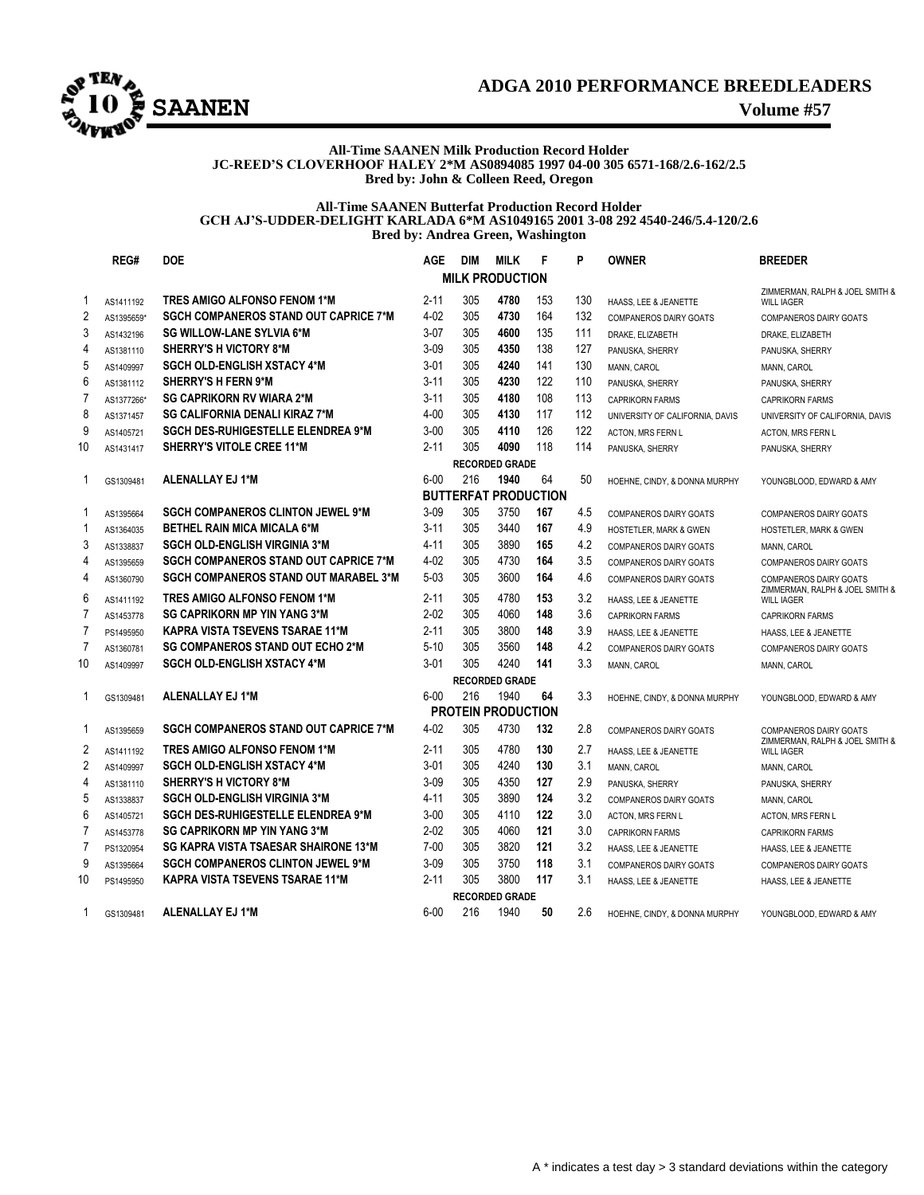# ADGA 2010 PERFORMANCE BREEDLEADERS

## SAANEN

Volume #57

**All-Time SAANEN Milk Production Record Holder**
**JC-REED'S CLOVERHOOF HALEY 2*M AS0894085 1997 04-00 305 6571-168/2.6-162/2.5**
**Bred by: John & Colleen Reed, Oregon**

**All-Time SAANEN Butterfat Production Record Holder**
**GCH AJ'S-UDDER-DELIGHT KARLADA 6*M AS1049165 2001 3-08 292 4540-246/5.4-120/2.6**
**Bred by: Andrea Green, Washington**

| | REG# | DOE | AGE | DIM | MILK | F | P | OWNER | BREEDER |
|---|---|---|---|---|---|---|---|---|---|
| | | | | | **MILK PRODUCTION** | | | | |
| 1 | AS1411192 | TRES AMIGO ALFONSO FENOM 1*M | 2-11 | 305 | 4780 | 153 | 130 | HAASS, LEE & JEANETTE | ZIMMERMAN, RALPH & JOEL SMITH & WILL IAGER |
| 2 | AS1395659* | SGCH COMPANEROS STAND OUT CAPRICE 7*M | 4-02 | 305 | 4730 | 164 | 132 | COMPANEROS DAIRY GOATS | COMPANEROS DAIRY GOATS |
| 3 | AS1432196 | SG WILLOW-LANE SYLVIA 6*M | 3-07 | 305 | 4600 | 135 | 111 | DRAKE, ELIZABETH | DRAKE, ELIZABETH |
| 4 | AS1381110 | SHERRY'S H VICTORY 8*M | 3-09 | 305 | 4350 | 138 | 127 | PANUSKA, SHERRY | PANUSKA, SHERRY |
| 5 | AS1409997 | SGCH OLD-ENGLISH XSTACY 4*M | 3-01 | 305 | 4240 | 141 | 130 | MANN, CAROL | MANN, CAROL |
| 6 | AS1381112 | SHERRY'S H FERN 9*M | 3-11 | 305 | 4230 | 122 | 110 | PANUSKA, SHERRY | PANUSKA, SHERRY |
| 7 | AS1377266* | SG CAPRIKORN RV WIARA 2*M | 3-11 | 305 | 4180 | 108 | 113 | CAPRIKORN FARMS | CAPRIKORN FARMS |
| 8 | AS1371457 | SG CALIFORNIA DENALI KIRAZ 7*M | 4-00 | 305 | 4130 | 117 | 112 | UNIVERSITY OF CALIFORNIA, DAVIS | UNIVERSITY OF CALIFORNIA, DAVIS |
| 9 | AS1405721 | SGCH DES-RUHIGESTELLE ELENDREA 9*M | 3-00 | 305 | 4110 | 126 | 122 | ACTON, MRS FERN L | ACTON, MRS FERN L |
| 10 | AS1431417 | SHERRY'S VITOLE CREE 11*M | 2-11 | 305 | 4090 | 118 | 114 | PANUSKA, SHERRY | PANUSKA, SHERRY |
| | | | | | **RECORDED GRADE** | | | | |
| 1 | GS1309481 | ALENALLAY EJ 1*M | 6-00 | 216 | 1940 | 64 | 50 | HOEHNE, CINDY, & DONNA MURPHY | YOUNGBLOOD, EDWARD & AMY |
| | | | | | **BUTTERFAT PRODUCTION** | | | | |
| 1 | AS1395664 | SGCH COMPANEROS CLINTON JEWEL 9*M | 3-09 | 305 | 3750 | 167 | 4.5 | COMPANEROS DAIRY GOATS | COMPANEROS DAIRY GOATS |
| 1 | AS1364035 | BETHEL RAIN MICA MICALA 6*M | 3-11 | 305 | 3440 | 167 | 4.9 | HOSTETLER, MARK & GWEN | HOSTETLER, MARK & GWEN |
| 3 | AS1338837 | SGCH OLD-ENGLISH VIRGINIA 3*M | 4-11 | 305 | 3890 | 165 | 4.2 | COMPANEROS DAIRY GOATS | MANN, CAROL |
| 4 | AS1395659 | SGCH COMPANEROS STAND OUT CAPRICE 7*M | 4-02 | 305 | 4730 | 164 | 3.5 | COMPANEROS DAIRY GOATS | COMPANEROS DAIRY GOATS |
| 4 | AS1360790 | SGCH COMPANEROS STAND OUT MARABEL 3*M | 5-03 | 305 | 3600 | 164 | 4.6 | COMPANEROS DAIRY GOATS | COMPANEROS DAIRY GOATS |
| 6 | AS1411192 | TRES AMIGO ALFONSO FENOM 1*M | 2-11 | 305 | 4780 | 153 | 3.2 | HAASS, LEE & JEANETTE | ZIMMERMAN, RALPH & JOEL SMITH & WILL IAGER |
| 7 | AS1453778 | SG CAPRIKORN MP YIN YANG 3*M | 2-02 | 305 | 4060 | 148 | 3.6 | CAPRIKORN FARMS | CAPRIKORN FARMS |
| 7 | PS1495950 | KAPRA VISTA TSEVENS TSARAE 11*M | 2-11 | 305 | 3800 | 148 | 3.9 | HAASS, LEE & JEANETTE | HAASS, LEE & JEANETTE |
| 7 | AS1360781 | SG COMPANEROS STAND OUT ECHO 2*M | 5-10 | 305 | 3560 | 148 | 4.2 | COMPANEROS DAIRY GOATS | COMPANEROS DAIRY GOATS |
| 10 | AS1409997 | SGCH OLD-ENGLISH XSTACY 4*M | 3-01 | 305 | 4240 | 141 | 3.3 | MANN, CAROL | MANN, CAROL |
| | | | | | **RECORDED GRADE** | | | | |
| 1 | GS1309481 | ALENALLAY EJ 1*M | 6-00 | 216 | 1940 | 64 | 3.3 | HOEHNE, CINDY, & DONNA MURPHY | YOUNGBLOOD, EDWARD & AMY |
| | | | | | **PROTEIN PRODUCTION** | | | | |
| 1 | AS1395659 | SGCH COMPANEROS STAND OUT CAPRICE 7*M | 4-02 | 305 | 4730 | 132 | 2.8 | COMPANEROS DAIRY GOATS | COMPANEROS DAIRY GOATS |
| 2 | AS1411192 | TRES AMIGO ALFONSO FENOM 1*M | 2-11 | 305 | 4780 | 130 | 2.7 | HAASS, LEE & JEANETTE | ZIMMERMAN, RALPH & JOEL SMITH & WILL IAGER |
| 2 | AS1409997 | SGCH OLD-ENGLISH XSTACY 4*M | 3-01 | 305 | 4240 | 130 | 3.1 | MANN, CAROL | MANN, CAROL |
| 4 | AS1381110 | SHERRY'S H VICTORY 8*M | 3-09 | 305 | 4350 | 127 | 2.9 | PANUSKA, SHERRY | PANUSKA, SHERRY |
| 5 | AS1338837 | SGCH OLD-ENGLISH VIRGINIA 3*M | 4-11 | 305 | 3890 | 124 | 3.2 | COMPANEROS DAIRY GOATS | MANN, CAROL |
| 6 | AS1405721 | SGCH DES-RUHIGESTELLE ELENDREA 9*M | 3-00 | 305 | 4110 | 122 | 3.0 | ACTON, MRS FERN L | ACTON, MRS FERN L |
| 7 | AS1453778 | SG CAPRIKORN MP YIN YANG 3*M | 2-02 | 305 | 4060 | 121 | 3.0 | CAPRIKORN FARMS | CAPRIKORN FARMS |
| 7 | PS1320954 | SG KAPRA VISTA TSAESAR SHAIRONE 13*M | 7-00 | 305 | 3820 | 121 | 3.2 | HAASS, LEE & JEANETTE | HAASS, LEE & JEANETTE |
| 9 | AS1395664 | SGCH COMPANEROS CLINTON JEWEL 9*M | 3-09 | 305 | 3750 | 118 | 3.1 | COMPANEROS DAIRY GOATS | COMPANEROS DAIRY GOATS |
| 10 | PS1495950 | KAPRA VISTA TSEVENS TSARAE 11*M | 2-11 | 305 | 3800 | 117 | 3.1 | HAASS, LEE & JEANETTE | HAASS, LEE & JEANETTE |
| | | | | | **RECORDED GRADE** | | | | |
| 1 | GS1309481 | ALENALLAY EJ 1*M | 6-00 | 216 | 1940 | 50 | 2.6 | HOEHNE, CINDY, & DONNA MURPHY | YOUNGBLOOD, EDWARD & AMY |

A * indicates a test day > 3 standard deviations within the category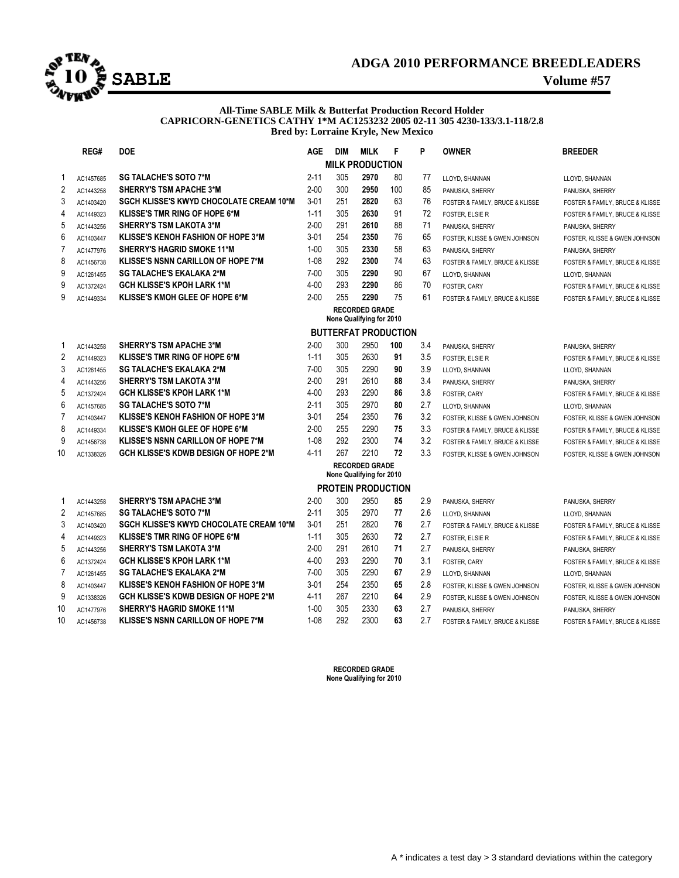# ADGA 2010 PERFORMANCE BREEDLEADERS

## SABLE

**Volume #57**

**All-Time SABLE Milk & Butterfat Production Record Holder**
**CAPRICORN-GENETICS CATHY 1*M AC1253232 2005 02-11 305 4230-133/3.1-118/2.8**
**Bred by: Lorraine Kryle, New Mexico**

| | REG# | DOE | AGE | DIM | MILK | F | P | OWNER | BREEDER |
|---|---|---|---|---|---|---|---|---|---|
| | | | | | **MILK PRODUCTION** | | | | |
| 1 | AC1457685 | **SG TALACHE'S SOTO 7*M** | 2-11 | 305 | **2970** | 80 | 77 | LLOYD, SHANNAN | LLOYD, SHANNAN |
| 2 | AC1443258 | **SHERRY'S TSM APACHE 3*M** | 2-00 | 300 | **2950** | 100 | 85 | PANUSKA, SHERRY | PANUSKA, SHERRY |
| 3 | AC1403420 | **SGCH KLISSE'S KWYD CHOCOLATE CREAM 10*M** | 3-01 | 251 | **2820** | 63 | 76 | FOSTER & FAMILY, BRUCE & KLISSE | FOSTER & FAMILY, BRUCE & KLISSE |
| 4 | AC1449323 | **KLISSE'S TMR RING OF HOPE 6*M** | 1-11 | 305 | **2630** | 91 | 72 | FOSTER, ELSIE R | FOSTER & FAMILY, BRUCE & KLISSE |
| 5 | AC1443256 | **SHERRY'S TSM LAKOTA 3*M** | 2-00 | 291 | **2610** | 88 | 71 | PANUSKA, SHERRY | PANUSKA, SHERRY |
| 6 | AC1403447 | **KLISSE'S KENOH FASHION OF HOPE 3*M** | 3-01 | 254 | **2350** | 76 | 65 | FOSTER, KLISSE & GWEN JOHNSON | FOSTER, KLISSE & GWEN JOHNSON |
| 7 | AC1477976 | **SHERRY'S HAGRID SMOKE 11*M** | 1-00 | 305 | **2330** | 58 | 63 | PANUSKA, SHERRY | PANUSKA, SHERRY |
| 8 | AC1456738 | **KLISSE'S NSNN CARILLON OF HOPE 7*M** | 1-08 | 292 | **2300** | 74 | 63 | FOSTER & FAMILY, BRUCE & KLISSE | FOSTER & FAMILY, BRUCE & KLISSE |
| 9 | AC1261455 | **SG TALACHE'S EKALAKA 2*M** | 7-00 | 305 | **2290** | 90 | 67 | LLOYD, SHANNAN | LLOYD, SHANNAN |
| 9 | AC1372424 | **GCH KLISSE'S KPOH LARK 1*M** | 4-00 | 293 | **2290** | 86 | 70 | FOSTER, CARY | FOSTER & FAMILY, BRUCE & KLISSE |
| 9 | AC1449334 | **KLISSE'S KMOH GLEE OF HOPE 6*M** | 2-00 | 255 | **2290** | 75 | 61 | FOSTER & FAMILY, BRUCE & KLISSE | FOSTER & FAMILY, BRUCE & KLISSE |
| | | | | | **RECORDED GRADE** None Qualifying for 2010 | | | | |
| | | | | | **BUTTERFAT PRODUCTION** | | | | |
| 1 | AC1443258 | **SHERRY'S TSM APACHE 3*M** | 2-00 | 300 | 2950 | **100** | 3.4 | PANUSKA, SHERRY | PANUSKA, SHERRY |
| 2 | AC1449323 | **KLISSE'S TMR RING OF HOPE 6*M** | 1-11 | 305 | 2630 | **91** | 3.5 | FOSTER, ELSIE R | FOSTER & FAMILY, BRUCE & KLISSE |
| 3 | AC1261455 | **SG TALACHE'S EKALAKA 2*M** | 7-00 | 305 | 2290 | **90** | 3.9 | LLOYD, SHANNAN | LLOYD, SHANNAN |
| 4 | AC1443256 | **SHERRY'S TSM LAKOTA 3*M** | 2-00 | 291 | 2610 | **88** | 3.4 | PANUSKA, SHERRY | PANUSKA, SHERRY |
| 5 | AC1372424 | **GCH KLISSE'S KPOH LARK 1*M** | 4-00 | 293 | 2290 | **86** | 3.8 | FOSTER, CARY | FOSTER & FAMILY, BRUCE & KLISSE |
| 6 | AC1457685 | **SG TALACHE'S SOTO 7*M** | 2-11 | 305 | 2970 | **80** | 2.7 | LLOYD, SHANNAN | LLOYD, SHANNAN |
| 7 | AC1403447 | **KLISSE'S KENOH FASHION OF HOPE 3*M** | 3-01 | 254 | 2350 | **76** | 3.2 | FOSTER, KLISSE & GWEN JOHNSON | FOSTER, KLISSE & GWEN JOHNSON |
| 8 | AC1449334 | **KLISSE'S KMOH GLEE OF HOPE 6*M** | 2-00 | 255 | 2290 | **75** | 3.3 | FOSTER & FAMILY, BRUCE & KLISSE | FOSTER & FAMILY, BRUCE & KLISSE |
| 9 | AC1456738 | **KLISSE'S NSNN CARILLON OF HOPE 7*M** | 1-08 | 292 | 2300 | **74** | 3.2 | FOSTER & FAMILY, BRUCE & KLISSE | FOSTER & FAMILY, BRUCE & KLISSE |
| 10 | AC1338326 | **GCH KLISSE'S KDWB DESIGN OF HOPE 2*M** | 4-11 | 267 | 2210 | **72** | 3.3 | FOSTER, KLISSE & GWEN JOHNSON | FOSTER, KLISSE & GWEN JOHNSON |
| | | | | | **RECORDED GRADE** None Qualifying for 2010 | | | | |
| | | | | | **PROTEIN PRODUCTION** | | | | |
| 1 | AC1443258 | **SHERRY'S TSM APACHE 3*M** | 2-00 | 300 | 2950 | **85** | 2.9 | PANUSKA, SHERRY | PANUSKA, SHERRY |
| 2 | AC1457685 | **SG TALACHE'S SOTO 7*M** | 2-11 | 305 | 2970 | **77** | 2.6 | LLOYD, SHANNAN | LLOYD, SHANNAN |
| 3 | AC1403420 | **SGCH KLISSE'S KWYD CHOCOLATE CREAM 10*M** | 3-01 | 251 | 2820 | **76** | 2.7 | FOSTER & FAMILY, BRUCE & KLISSE | FOSTER & FAMILY, BRUCE & KLISSE |
| 4 | AC1449323 | **KLISSE'S TMR RING OF HOPE 6*M** | 1-11 | 305 | 2630 | **72** | 2.7 | FOSTER, ELSIE R | FOSTER & FAMILY, BRUCE & KLISSE |
| 5 | AC1443256 | **SHERRY'S TSM LAKOTA 3*M** | 2-00 | 291 | 2610 | **71** | 2.7 | PANUSKA, SHERRY | PANUSKA, SHERRY |
| 6 | AC1372424 | **GCH KLISSE'S KPOH LARK 1*M** | 4-00 | 293 | 2290 | **70** | 3.1 | FOSTER, CARY | FOSTER & FAMILY, BRUCE & KLISSE |
| 7 | AC1261455 | **SG TALACHE'S EKALAKA 2*M** | 7-00 | 305 | 2290 | **67** | 2.9 | LLOYD, SHANNAN | LLOYD, SHANNAN |
| 8 | AC1403447 | **KLISSE'S KENOH FASHION OF HOPE 3*M** | 3-01 | 254 | 2350 | **65** | 2.8 | FOSTER, KLISSE & GWEN JOHNSON | FOSTER, KLISSE & GWEN JOHNSON |
| 9 | AC1338326 | **GCH KLISSE'S KDWB DESIGN OF HOPE 2*M** | 4-11 | 267 | 2210 | **64** | 2.9 | FOSTER, KLISSE & GWEN JOHNSON | FOSTER, KLISSE & GWEN JOHNSON |
| 10 | AC1477976 | **SHERRY'S HAGRID SMOKE 11*M** | 1-00 | 305 | 2330 | **63** | 2.7 | PANUSKA, SHERRY | PANUSKA, SHERRY |
| 10 | AC1456738 | **KLISSE'S NSNN CARILLON OF HOPE 7*M** | 1-08 | 292 | 2300 | **63** | 2.7 | FOSTER & FAMILY, BRUCE & KLISSE | FOSTER & FAMILY, BRUCE & KLISSE |

**RECORDED GRADE**
**None Qualifying for 2010**

A * indicates a test day > 3 standard deviations within the category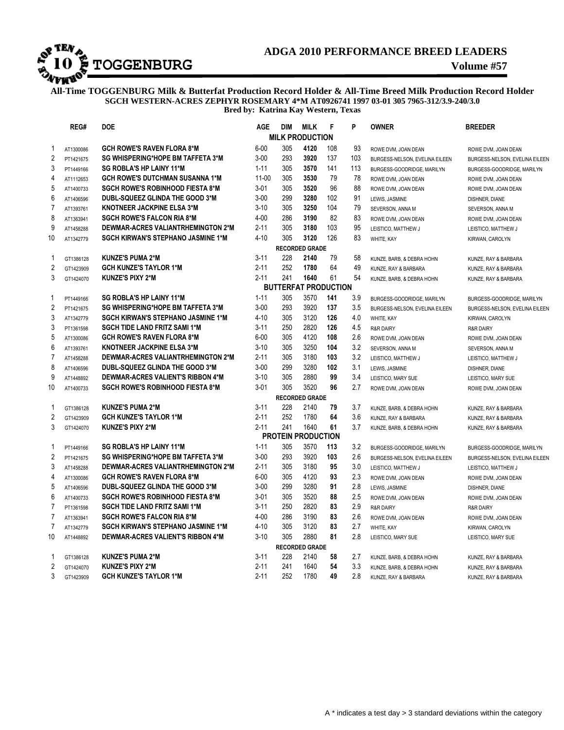# TOGGENBURG

## ADGA 2010 PERFORMANCE BREED LEADERS

**Volume #57**

**All-Time TOGGENBURG Milk & Butterfat Production Record Holder & All-Time Breed Milk Production Record Holder**
**SGCH WESTERN-ACRES ZEPHYR ROSEMARY 4*M AT0926741 1997 03-01 305 7965-312/3.9-240/3.0**
**Bred by: Katrina Kay Western, Texas**

| | REG# | DOE | AGE | DIM | MILK | F | P | OWNER | BREEDER |
|---|---|---|---|---|---|---|---|---|---|
| | | | | | **MILK PRODUCTION** | | | | |
| 1 | AT1300086 | **GCH ROWE'S RAVEN FLORA 8*M** | 6-00 | 305 | **4120** | 108 | 93 | ROWE DVM, JOAN DEAN | ROWE DVM, JOAN DEAN |
| 2 | PT1421675 | **SG WHISPERING*HOPE BM TAFFETA 3*M** | 3-00 | 293 | **3920** | 137 | 103 | BURGESS-NELSON, EVELINA EILEEN | BURGESS-NELSON, EVELINA EILEEN |
| 3 | PT1449166 | **SG ROBLA'S HP LAINY 11*M** | 1-11 | 305 | **3570** | 141 | 113 | BURGESS-GOODRIDGE, MARILYN | BURGESS-GOODRIDGE, MARILYN |
| 4 | AT1112653 | **GCH ROWE'S DUTCHMAN SUSANNA 1*M** | 11-00 | 305 | **3530** | 79 | 78 | ROWE DVM, JOAN DEAN | ROWE DVM, JOAN DEAN |
| 5 | AT1400733 | **SGCH ROWE'S ROBINHOOD FIESTA 8*M** | 3-01 | 305 | **3520** | 96 | 88 | ROWE DVM, JOAN DEAN | ROWE DVM, JOAN DEAN |
| 6 | AT1406596 | **DUBL-SQUEEZ GLINDA THE GOOD 3*M** | 3-00 | 299 | **3280** | 102 | 91 | LEWIS, JASMINE | DISHNER, DIANE |
| 7 | AT1393761 | **KNOTNEER JACKPINE ELSA 3*M** | 3-10 | 305 | **3250** | 104 | 79 | SEVERSON, ANNA M | SEVERSON, ANNA M |
| 8 | AT1363941 | **SGCH ROWE'S FALCON RIA 8*M** | 4-00 | 286 | **3190** | 82 | 83 | ROWE DVM, JOAN DEAN | ROWE DVM, JOAN DEAN |
| 9 | AT1458288 | **DEWMAR-ACRES VALIANTRHEMINGTON 2*M** | 2-11 | 305 | **3180** | 103 | 95 | LEISTICO, MATTHEW J | LEISTICO, MATTHEW J |
| 10 | AT1342779 | **SGCH KIRWAN'S STEPHANO JASMINE 1*M** | 4-10 | 305 | **3120** | 126 | 83 | WHITE, KAY | KIRWAN, CAROLYN |
| | | | | | **RECORDED GRADE** | | | | |
| 1 | GT1386128 | **KUNZE'S PUMA 2*M** | 3-11 | 228 | **2140** | 79 | 58 | KUNZE, BARB, & DEBRA HOHN | KUNZE, RAY & BARBARA |
| 2 | GT1423909 | **GCH KUNZE'S TAYLOR 1*M** | 2-11 | 252 | **1780** | 64 | 49 | KUNZE, RAY & BARBARA | KUNZE, RAY & BARBARA |
| 3 | GT1424070 | **KUNZE'S PIXY 2*M** | 2-11 | 241 | **1640** | 61 | 54 | KUNZE, BARB, & DEBRA HOHN | KUNZE, RAY & BARBARA |
| | | | | | **BUTTERFAT PRODUCTION** | | | | |
| 1 | PT1449166 | **SG ROBLA'S HP LAINY 11*M** | 1-11 | 305 | 3570 | **141** | 3.9 | BURGESS-GOODRIDGE, MARILYN | BURGESS-GOODRIDGE, MARILYN |
| 2 | PT1421675 | **SG WHISPERING*HOPE BM TAFFETA 3*M** | 3-00 | 293 | 3920 | **137** | 3.5 | BURGESS-NELSON, EVELINA EILEEN | BURGESS-NELSON, EVELINA EILEEN |
| 3 | AT1342779 | **SGCH KIRWAN'S STEPHANO JASMINE 1*M** | 4-10 | 305 | 3120 | **126** | 4.0 | WHITE, KAY | KIRWAN, CAROLYN |
| 3 | PT1361598 | **SGCH TIDE LAND FRITZ SAMI 1*M** | 3-11 | 250 | 2820 | **126** | 4.5 | R&R DAIRY | R&R DAIRY |
| 5 | AT1300086 | **GCH ROWE'S RAVEN FLORA 8*M** | 6-00 | 305 | 4120 | **108** | 2.6 | ROWE DVM, JOAN DEAN | ROWE DVM, JOAN DEAN |
| 6 | AT1393761 | **KNOTNEER JACKPINE ELSA 3*M** | 3-10 | 305 | 3250 | **104** | 3.2 | SEVERSON, ANNA M | SEVERSON, ANNA M |
| 7 | AT1458288 | **DEWMAR-ACRES VALIANTRHEMINGTON 2*M** | 2-11 | 305 | 3180 | **103** | 3.2 | LEISTICO, MATTHEW J | LEISTICO, MATTHEW J |
| 8 | AT1406596 | **DUBL-SQUEEZ GLINDA THE GOOD 3*M** | 3-00 | 299 | 3280 | **102** | 3.1 | LEWIS, JASMINE | DISHNER, DIANE |
| 9 | AT1448892 | **DEWMAR-ACRES VALIENT'S RIBBON 4*M** | 3-10 | 305 | 2880 | **99** | 3.4 | LEISTICO, MARY SUE | LEISTICO, MARY SUE |
| 10 | AT1400733 | **SGCH ROWE'S ROBINHOOD FIESTA 8*M** | 3-01 | 305 | 3520 | **96** | 2.7 | ROWE DVM, JOAN DEAN | ROWE DVM, JOAN DEAN |
| | | | | | **RECORDED GRADE** | | | | |
| 1 | GT1386128 | **KUNZE'S PUMA 2*M** | 3-11 | 228 | 2140 | **79** | 3.7 | KUNZE, BARB, & DEBRA HOHN | KUNZE, RAY & BARBARA |
| 2 | GT1423909 | **GCH KUNZE'S TAYLOR 1*M** | 2-11 | 252 | 1780 | **64** | 3.6 | KUNZE, RAY & BARBARA | KUNZE, RAY & BARBARA |
| 3 | GT1424070 | **KUNZE'S PIXY 2*M** | 2-11 | 241 | 1640 | **61** | 3.7 | KUNZE, BARB, & DEBRA HOHN | KUNZE, RAY & BARBARA |
| | | | | | **PROTEIN PRODUCTION** | | | | |
| 1 | PT1449166 | **SG ROBLA'S HP LAINY 11*M** | 1-11 | 305 | 3570 | **113** | 3.2 | BURGESS-GOODRIDGE, MARILYN | BURGESS-GOODRIDGE, MARILYN |
| 2 | PT1421675 | **SG WHISPERING*HOPE BM TAFFETA 3*M** | 3-00 | 293 | 3920 | **103** | 2.6 | BURGESS-NELSON, EVELINA EILEEN | BURGESS-NELSON, EVELINA EILEEN |
| 3 | AT1458288 | **DEWMAR-ACRES VALIANTRHEMINGTON 2*M** | 2-11 | 305 | 3180 | **95** | 3.0 | LEISTICO, MATTHEW J | LEISTICO, MATTHEW J |
| 4 | AT1300086 | **GCH ROWE'S RAVEN FLORA 8*M** | 6-00 | 305 | 4120 | **93** | 2.3 | ROWE DVM, JOAN DEAN | ROWE DVM, JOAN DEAN |
| 5 | AT1406596 | **DUBL-SQUEEZ GLINDA THE GOOD 3*M** | 3-00 | 299 | 3280 | **91** | 2.8 | LEWIS, JASMINE | DISHNER, DIANE |
| 6 | AT1400733 | **SGCH ROWE'S ROBINHOOD FIESTA 8*M** | 3-01 | 305 | 3520 | **88** | 2.5 | ROWE DVM, JOAN DEAN | ROWE DVM, JOAN DEAN |
| 7 | PT1361598 | **SGCH TIDE LAND FRITZ SAMI 1*M** | 3-11 | 250 | 2820 | **83** | 2.9 | R&R DAIRY | R&R DAIRY |
| 7 | AT1363941 | **SGCH ROWE'S FALCON RIA 8*M** | 4-00 | 286 | 3190 | **83** | 2.6 | ROWE DVM, JOAN DEAN | ROWE DVM, JOAN DEAN |
| 7 | AT1342779 | **SGCH KIRWAN'S STEPHANO JASMINE 1*M** | 4-10 | 305 | 3120 | **83** | 2.7 | WHITE, KAY | KIRWAN, CAROLYN |
| 10 | AT1448892 | **DEWMAR-ACRES VALIENT'S RIBBON 4*M** | 3-10 | 305 | 2880 | **81** | 2.8 | LEISTICO, MARY SUE | LEISTICO, MARY SUE |
| | | | | | **RECORDED GRADE** | | | | |
| 1 | GT1386128 | **KUNZE'S PUMA 2*M** | 3-11 | 228 | 2140 | **58** | 2.7 | KUNZE, BARB, & DEBRA HOHN | KUNZE, RAY & BARBARA |
| 2 | GT1424070 | **KUNZE'S PIXY 2*M** | 2-11 | 241 | 1640 | **54** | 3.3 | KUNZE, BARB, & DEBRA HOHN | KUNZE, RAY & BARBARA |
| 3 | GT1423909 | **GCH KUNZE'S TAYLOR 1*M** | 2-11 | 252 | 1780 | **49** | 2.8 | KUNZE, RAY & BARBARA | KUNZE, RAY & BARBARA |

A * indicates a test day > 3 standard deviations within the category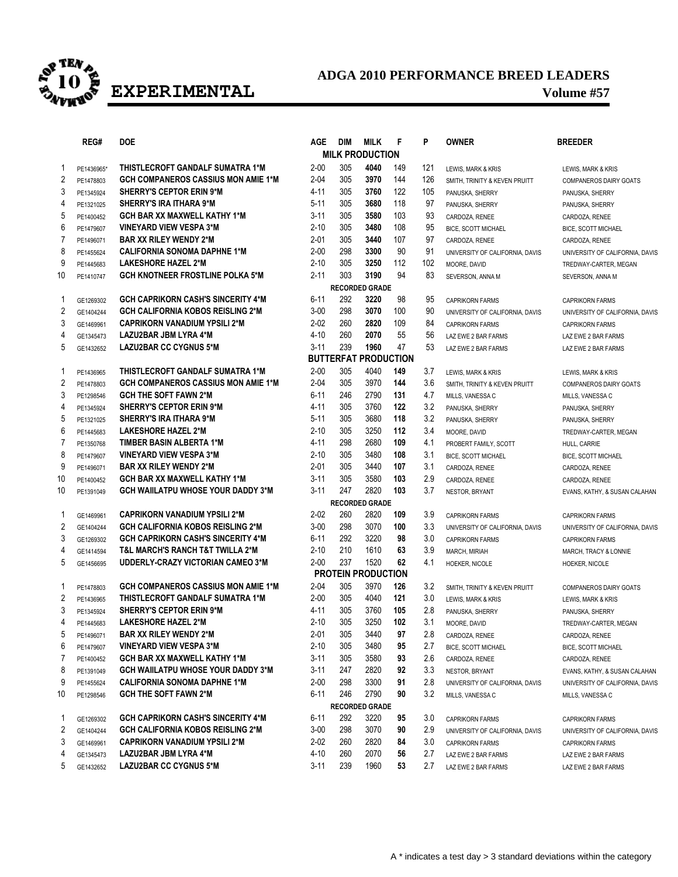# EXPERIMENTAL

## ADGA 2010 PERFORMANCE BREED LEADERS

**Volume #57**

| | REG# | DOE | AGE | DIM | MILK | F | P | OWNER | BREEDER |
|---|---|---|---|---|---|---|---|---|---|
| | | | | **MILK PRODUCTION** | | | | | |
| 1 | PE1436965* | THISTLECROFT GANDALF SUMATRA 1*M | 2-00 | 305 | **4040** | 149 | 121 | LEWIS, MARK & KRIS | LEWIS, MARK & KRIS |
| 2 | PE1478803 | GCH COMPANEROS CASSIUS MON AMIE 1*M | 2-04 | 305 | **3970** | 144 | 126 | SMITH, TRINITY & KEVEN PRUITT | COMPANEROS DAIRY GOATS |
| 3 | PE1345924 | SHERRY'S CEPTOR ERIN 9*M | 4-11 | 305 | **3760** | 122 | 105 | PANUSKA, SHERRY | PANUSKA, SHERRY |
| 4 | PE1321025 | SHERRY'S IRA ITHARA 9*M | 5-11 | 305 | **3680** | 118 | 97 | PANUSKA, SHERRY | PANUSKA, SHERRY |
| 5 | PE1400452 | GCH BAR XX MAXWELL KATHY 1*M | 3-11 | 305 | **3580** | 103 | 93 | CARDOZA, RENEE | CARDOZA, RENEE |
| 6 | PE1479607 | VINEYARD VIEW VESPA 3*M | 2-10 | 305 | **3480** | 108 | 95 | BICE, SCOTT MICHAEL | BICE, SCOTT MICHAEL |
| 7 | PE1496071 | BAR XX RILEY WENDY 2*M | 2-01 | 305 | **3440** | 107 | 97 | CARDOZA, RENEE | CARDOZA, RENEE |
| 8 | PE1455624 | CALIFORNIA SONOMA DAPHNE 1*M | 2-00 | 298 | **3300** | 90 | 91 | UNIVERSITY OF CALIFORNIA, DAVIS | UNIVERSITY OF CALIFORNIA, DAVIS |
| 9 | PE1445683 | LAKESHORE HAZEL 2*M | 2-10 | 305 | **3250** | 112 | 102 | MOORE, DAVID | TREDWAY-CARTER, MEGAN |
| 10 | PE1410747 | GCH KNOTNEER FROSTLINE POLKA 5*M | 2-11 | 303 | **3190** | 94 | 83 | SEVERSON, ANNA M | SEVERSON, ANNA M |
| | | | | **RECORDED GRADE** | | | | | |
| 1 | GE1269302 | GCH CAPRIKORN CASH'S SINCERITY 4*M | 6-11 | 292 | **3220** | 98 | 95 | CAPRIKORN FARMS | CAPRIKORN FARMS |
| 2 | GE1404244 | GCH CALIFORNIA KOBOS REISLING 2*M | 3-00 | 298 | **3070** | 100 | 90 | UNIVERSITY OF CALIFORNIA, DAVIS | UNIVERSITY OF CALIFORNIA, DAVIS |
| 3 | GE1469961 | CAPRIKORN VANADIUM YPSILI 2*M | 2-02 | 260 | **2820** | 109 | 84 | CAPRIKORN FARMS | CAPRIKORN FARMS |
| 4 | GE1345473 | LAZU2BAR JBM LYRA 4*M | 4-10 | 260 | **2070** | 55 | 56 | LAZ EWE 2 BAR FARMS | LAZ EWE 2 BAR FARMS |
| 5 | GE1432652 | LAZU2BAR CC CYGNUS 5*M | 3-11 | 239 | **1960** | 47 | 53 | LAZ EWE 2 BAR FARMS | LAZ EWE 2 BAR FARMS |
| | | | | **BUTTERFAT PRODUCTION** | | | | | |
| 1 | PE1436965 | THISTLECROFT GANDALF SUMATRA 1*M | 2-00 | 305 | 4040 | **149** | 3.7 | LEWIS, MARK & KRIS | LEWIS, MARK & KRIS |
| 2 | PE1478803 | GCH COMPANEROS CASSIUS MON AMIE 1*M | 2-04 | 305 | 3970 | **144** | 3.6 | SMITH, TRINITY & KEVEN PRUITT | COMPANEROS DAIRY GOATS |
| 3 | PE1298546 | GCH THE SOFT FAWN 2*M | 6-11 | 246 | 2790 | **131** | 4.7 | MILLS, VANESSA C | MILLS, VANESSA C |
| 4 | PE1345924 | SHERRY'S CEPTOR ERIN 9*M | 4-11 | 305 | 3760 | **122** | 3.2 | PANUSKA, SHERRY | PANUSKA, SHERRY |
| 5 | PE1321025 | SHERRY'S IRA ITHARA 9*M | 5-11 | 305 | 3680 | **118** | 3.2 | PANUSKA, SHERRY | PANUSKA, SHERRY |
| 6 | PE1445683 | LAKESHORE HAZEL 2*M | 2-10 | 305 | 3250 | **112** | 3.4 | MOORE, DAVID | TREDWAY-CARTER, MEGAN |
| 7 | PE1350768 | TIMBER BASIN ALBERTA 1*M | 4-11 | 298 | 2680 | **109** | 4.1 | PROBERT FAMILY, SCOTT | HULL, CARRIE |
| 8 | PE1479607 | VINEYARD VIEW VESPA 3*M | 2-10 | 305 | 3480 | **108** | 3.1 | BICE, SCOTT MICHAEL | BICE, SCOTT MICHAEL |
| 9 | PE1496071 | BAR XX RILEY WENDY 2*M | 2-01 | 305 | 3440 | **107** | 3.1 | CARDOZA, RENEE | CARDOZA, RENEE |
| 10 | PE1400452 | GCH BAR XX MAXWELL KATHY 1*M | 3-11 | 305 | 3580 | **103** | 2.9 | CARDOZA, RENEE | CARDOZA, RENEE |
| 10 | PE1391049 | GCH WAIILATPU WHOSE YOUR DADDY 3*M | 3-11 | 247 | 2820 | **103** | 3.7 | NESTOR, BRYANT | EVANS, KATHY, & SUSAN CALAHAN |
| | | | | **RECORDED GRADE** | | | | | |
| 1 | GE1469961 | CAPRIKORN VANADIUM YPSILI 2*M | 2-02 | 260 | 2820 | **109** | 3.9 | CAPRIKORN FARMS | CAPRIKORN FARMS |
| 2 | GE1404244 | GCH CALIFORNIA KOBOS REISLING 2*M | 3-00 | 298 | 3070 | **100** | 3.3 | UNIVERSITY OF CALIFORNIA, DAVIS | UNIVERSITY OF CALIFORNIA, DAVIS |
| 3 | GE1269302 | GCH CAPRIKORN CASH'S SINCERITY 4*M | 6-11 | 292 | 3220 | **98** | 3.0 | CAPRIKORN FARMS | CAPRIKORN FARMS |
| 4 | GE1414594 | T&L MARCH'S RANCH T&T TWILLA 2*M | 2-10 | 210 | 1610 | **63** | 3.9 | MARCH, MIRIAH | MARCH, TRACY & LONNIE |
| 5 | GE1456695 | UDDERLY-CRAZY VICTORIAN CAMEO 3*M | 2-00 | 237 | 1520 | **62** | 4.1 | HOEKER, NICOLE | HOEKER, NICOLE |
| | | | | **PROTEIN PRODUCTION** | | | | | |
| 1 | PE1478803 | GCH COMPANEROS CASSIUS MON AMIE 1*M | 2-04 | 305 | 3970 | **126** | 3.2 | SMITH, TRINITY & KEVEN PRUITT | COMPANEROS DAIRY GOATS |
| 2 | PE1436965 | THISTLECROFT GANDALF SUMATRA 1*M | 2-00 | 305 | 4040 | **121** | 3.0 | LEWIS, MARK & KRIS | LEWIS, MARK & KRIS |
| 3 | PE1345924 | SHERRY'S CEPTOR ERIN 9*M | 4-11 | 305 | 3760 | **105** | 2.8 | PANUSKA, SHERRY | PANUSKA, SHERRY |
| 4 | PE1445683 | LAKESHORE HAZEL 2*M | 2-10 | 305 | 3250 | **102** | 3.1 | MOORE, DAVID | TREDWAY-CARTER, MEGAN |
| 5 | PE1496071 | BAR XX RILEY WENDY 2*M | 2-01 | 305 | 3440 | **97** | 2.8 | CARDOZA, RENEE | CARDOZA, RENEE |
| 6 | PE1479607 | VINEYARD VIEW VESPA 3*M | 2-10 | 305 | 3480 | **95** | 2.7 | BICE, SCOTT MICHAEL | BICE, SCOTT MICHAEL |
| 7 | PE1400452 | GCH BAR XX MAXWELL KATHY 1*M | 3-11 | 305 | 3580 | **93** | 2.6 | CARDOZA, RENEE | CARDOZA, RENEE |
| 8 | PE1391049 | GCH WAIILATPU WHOSE YOUR DADDY 3*M | 3-11 | 247 | 2820 | **92** | 3.3 | NESTOR, BRYANT | EVANS, KATHY, & SUSAN CALAHAN |
| 9 | PE1455624 | CALIFORNIA SONOMA DAPHNE 1*M | 2-00 | 298 | 3300 | **91** | 2.8 | UNIVERSITY OF CALIFORNIA, DAVIS | UNIVERSITY OF CALIFORNIA, DAVIS |
| 10 | PE1298546 | GCH THE SOFT FAWN 2*M | 6-11 | 246 | 2790 | **90** | 3.2 | MILLS, VANESSA C | MILLS, VANESSA C |
| | | | | **RECORDED GRADE** | | | | | |
| 1 | GE1269302 | GCH CAPRIKORN CASH'S SINCERITY 4*M | 6-11 | 292 | 3220 | **95** | 3.0 | CAPRIKORN FARMS | CAPRIKORN FARMS |
| 2 | GE1404244 | GCH CALIFORNIA KOBOS REISLING 2*M | 3-00 | 298 | 3070 | **90** | 2.9 | UNIVERSITY OF CALIFORNIA, DAVIS | UNIVERSITY OF CALIFORNIA, DAVIS |
| 3 | GE1469961 | CAPRIKORN VANADIUM YPSILI 2*M | 2-02 | 260 | 2820 | **84** | 3.0 | CAPRIKORN FARMS | CAPRIKORN FARMS |
| 4 | GE1345473 | LAZU2BAR JBM LYRA 4*M | 4-10 | 260 | 2070 | **56** | 2.7 | LAZ EWE 2 BAR FARMS | LAZ EWE 2 BAR FARMS |
| 5 | GE1432652 | LAZU2BAR CC CYGNUS 5*M | 3-11 | 239 | 1960 | **53** | 2.7 | LAZ EWE 2 BAR FARMS | LAZ EWE 2 BAR FARMS |

A * indicates a test day > 3 standard deviations within the category